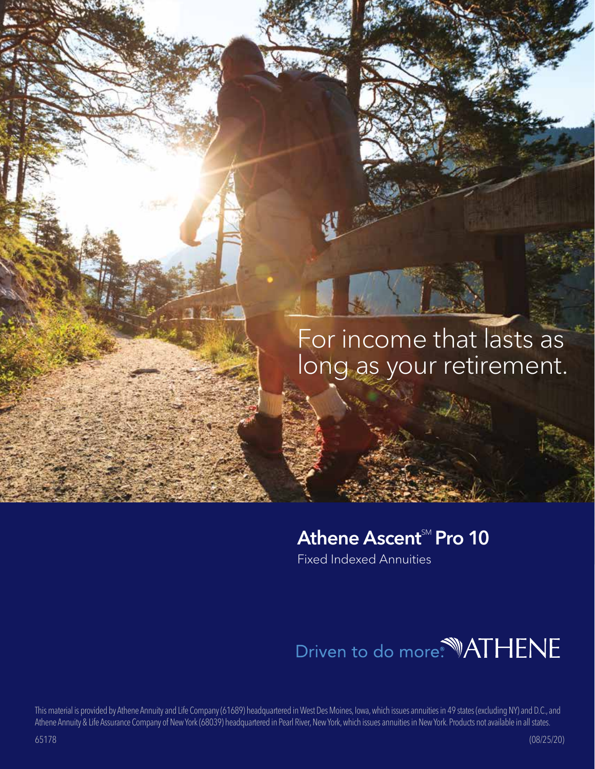For income that lasts as long as your retirement.

# Athene Ascent℠ Pro 10

Fixed Indexed Annuities

Driven to do more.® ATHENE

This material is provided by Athene Annuity and Life Company (61689) headquartered in West Des Moines, Iowa, which issues annuities in 49 states (excluding NY) and D.C., and Athene Annuity & Life Assurance Company of New York (68039) headquartered in Pearl River, New York, which issues annuities in New York. Products not available in all states.

65178 (08/25/20)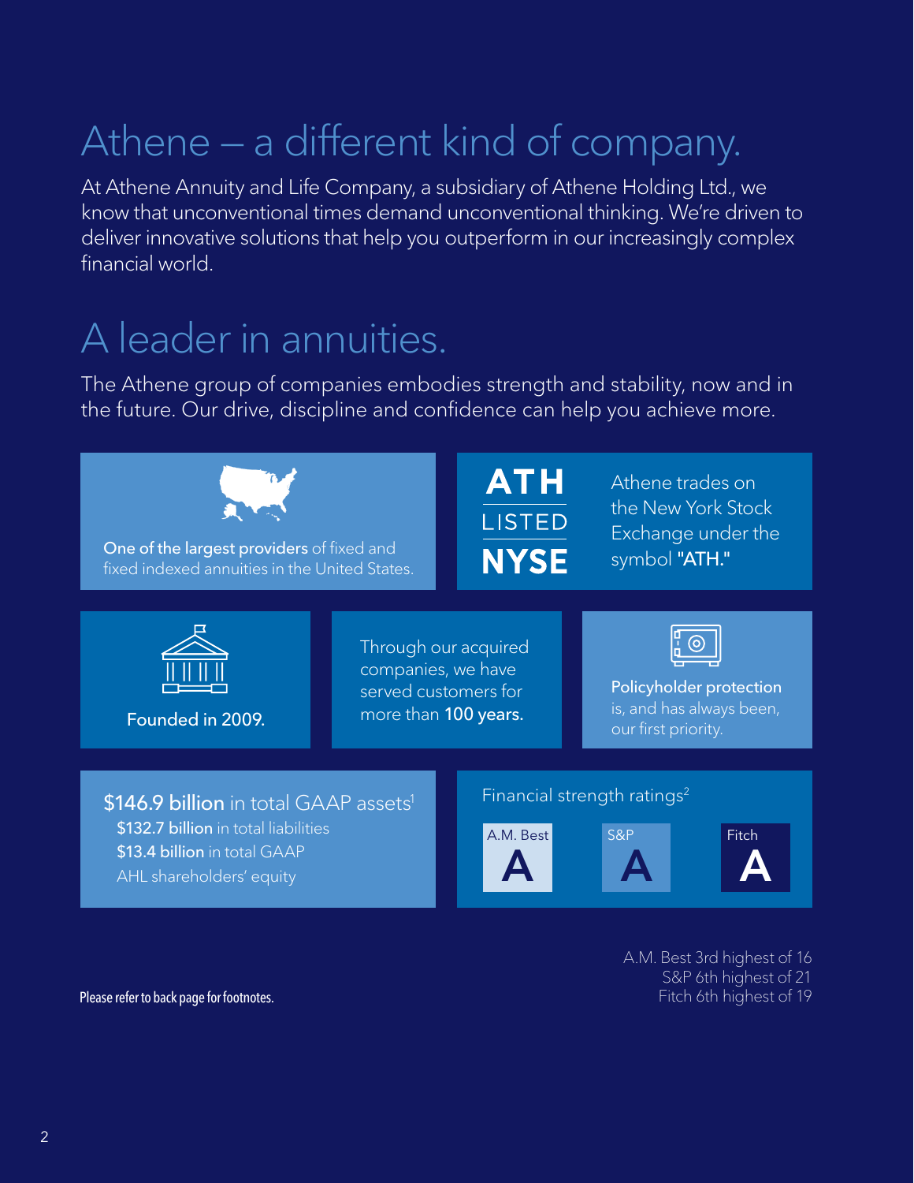# Athene – a different kind of company.

At Athene Annuity and Life Company, a subsidiary of Athene Holding Ltd., we know that unconventional times demand unconventional thinking. We're driven to deliver innovative solutions that help you outperform in our increasingly complex financial world.

# A leader in annuities.

The Athene group of companies embodies strength and stability, now and in the future. Our drive, discipline and confidence can help you achieve more.

**One of the largest providers** of fixed and fixed indexed annuities in the United States.

**ATH**
LISTED
**NYSE**

Athene trades on the New York Stock Exchange under the symbol **"ATH."**

**Founded in 2009.**

Through our acquired companies, we have served customers for more than **100 years.**

**Policyholder protection** is, and has always been, our first priority.

**$146.9 billion** in total GAAP assets[1]

**$132.7 billion** in total liabilities

**$13.4 billion** in total GAAP AHL shareholders' equity

Financial strength ratings[2]

| A.M. Best | S&P | Fitch |
|---|---|---|
| A | A | A |

A.M. Best 3rd highest of 16
S&P 6th highest of 21
Fitch 6th highest of 19

Please refer to back page for footnotes.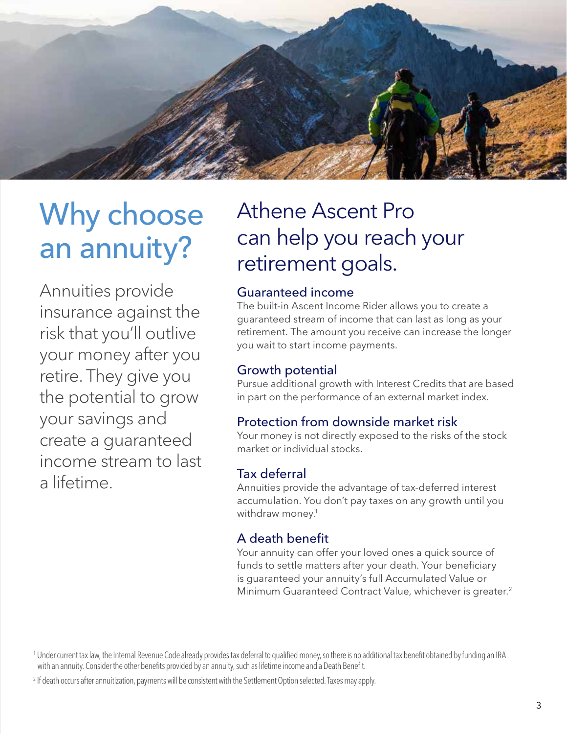# Why choose an annuity?

Annuities provide insurance against the risk that you'll outlive your money after you retire. They give you the potential to grow your savings and create a guaranteed income stream to last a lifetime.

## Athene Ascent Pro can help you reach your retirement goals.

### Guaranteed income

The built-in Ascent Income Rider allows you to create a guaranteed stream of income that can last as long as your retirement. The amount you receive can increase the longer you wait to start income payments.

### Growth potential

Pursue additional growth with Interest Credits that are based in part on the performance of an external market index.

### Protection from downside market risk

Your money is not directly exposed to the risks of the stock market or individual stocks.

### Tax deferral

Annuities provide the advantage of tax-deferred interest accumulation. You don't pay taxes on any growth until you withdraw money.[1]

### A death benefit

Your annuity can offer your loved ones a quick source of funds to settle matters after your death. Your beneficiary is guaranteed your annuity's full Accumulated Value or Minimum Guaranteed Contract Value, whichever is greater.[2]

[1] Under current tax law, the Internal Revenue Code already provides tax deferral to qualified money, so there is no additional tax benefit obtained by funding an IRA with an annuity. Consider the other benefits provided by an annuity, such as lifetime income and a Death Benefit.

[2] If death occurs after annuitization, payments will be consistent with the Settlement Option selected. Taxes may apply.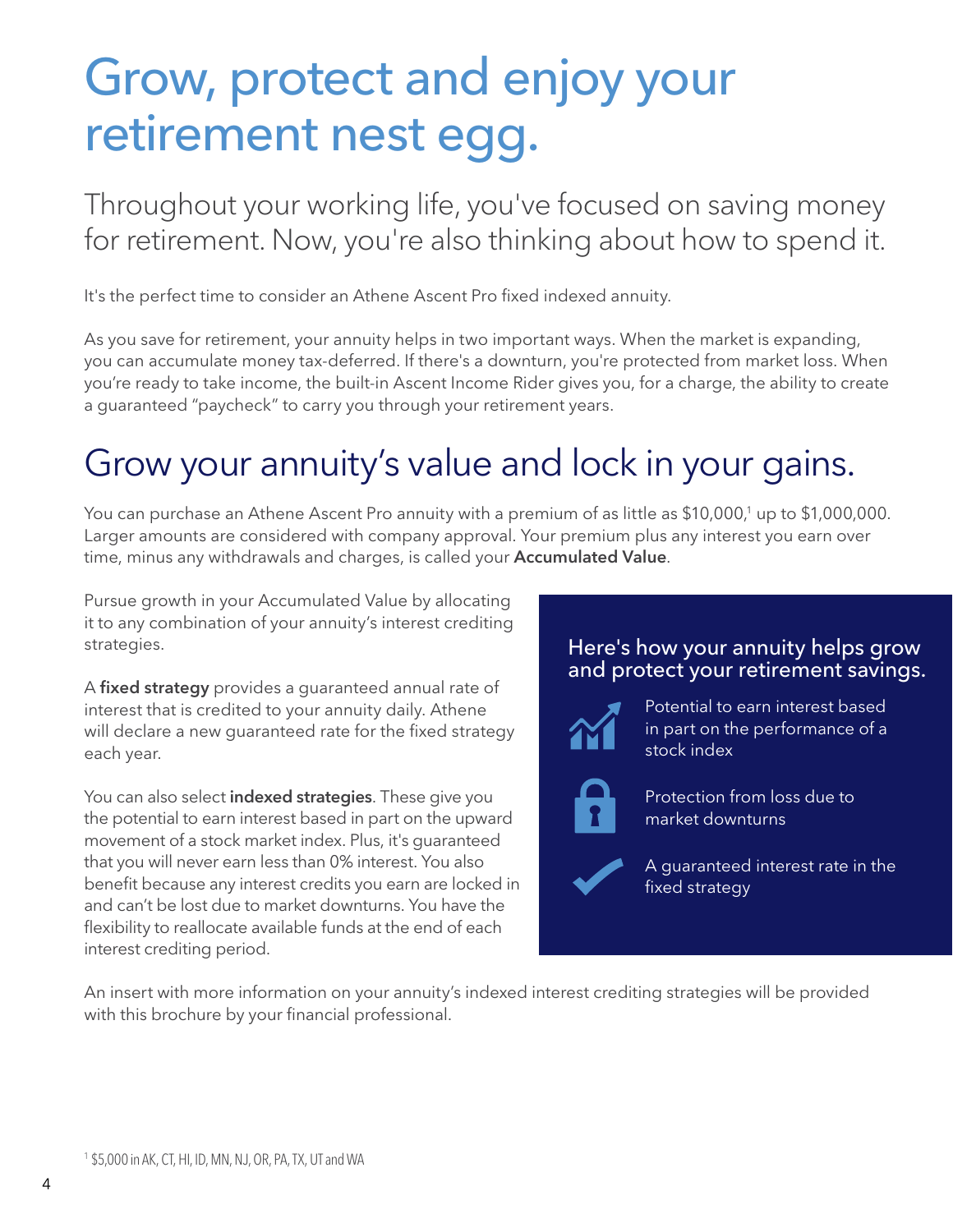# Grow, protect and enjoy your retirement nest egg.

Throughout your working life, you've focused on saving money for retirement. Now, you're also thinking about how to spend it.

It's the perfect time to consider an Athene Ascent Pro fixed indexed annuity.

As you save for retirement, your annuity helps in two important ways. When the market is expanding, you can accumulate money tax-deferred. If there's a downturn, you're protected from market loss. When you're ready to take income, the built-in Ascent Income Rider gives you, for a charge, the ability to create a guaranteed "paycheck" to carry you through your retirement years.

## Grow your annuity's value and lock in your gains.

You can purchase an Athene Ascent Pro annuity with a premium of as little as $10,000,[1] up to $1,000,000. Larger amounts are considered with company approval. Your premium plus any interest you earn over time, minus any withdrawals and charges, is called your **Accumulated Value**.

Pursue growth in your Accumulated Value by allocating it to any combination of your annuity's interest crediting strategies.

A **fixed strategy** provides a guaranteed annual rate of interest that is credited to your annuity daily. Athene will declare a new guaranteed rate for the fixed strategy each year.

You can also select **indexed strategies**. These give you the potential to earn interest based in part on the upward movement of a stock market index. Plus, it's guaranteed that you will never earn less than 0% interest. You also benefit because any interest credits you earn are locked in and can't be lost due to market downturns. You have the flexibility to reallocate available funds at the end of each interest crediting period.

### Here's how your annuity helps grow and protect your retirement savings.

- Potential to earn interest based in part on the performance of a stock index
- Protection from loss due to market downturns
- A guaranteed interest rate in the fixed strategy

An insert with more information on your annuity's indexed interest crediting strategies will be provided with this brochure by your financial professional.

[1] $5,000 in AK, CT, HI, ID, MN, NJ, OR, PA, TX, UT and WA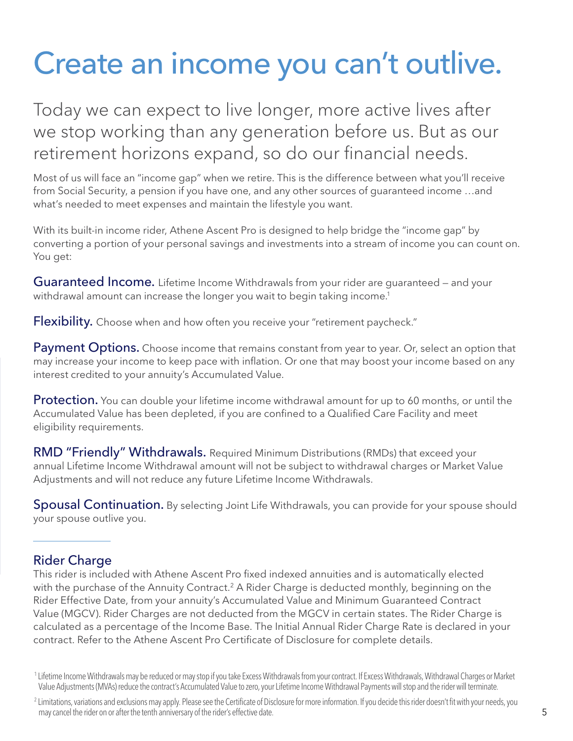# Create an income you can't outlive.

## Today we can expect to live longer, more active lives after we stop working than any generation before us. But as our retirement horizons expand, so do our financial needs.

Most of us will face an "income gap" when we retire. This is the difference between what you'll receive from Social Security, a pension if you have one, and any other sources of guaranteed income …and what's needed to meet expenses and maintain the lifestyle you want.

With its built-in income rider, Athene Ascent Pro is designed to help bridge the "income gap" by converting a portion of your personal savings and investments into a stream of income you can count on. You get:

**Guaranteed Income.** Lifetime Income Withdrawals from your rider are guaranteed — and your withdrawal amount can increase the longer you wait to begin taking income.[1]

**Flexibility.** Choose when and how often you receive your "retirement paycheck."

**Payment Options.** Choose income that remains constant from year to year. Or, select an option that may increase your income to keep pace with inflation. Or one that may boost your income based on any interest credited to your annuity's Accumulated Value.

**Protection.** You can double your lifetime income withdrawal amount for up to 60 months, or until the Accumulated Value has been depleted, if you are confined to a Qualified Care Facility and meet eligibility requirements.

**RMD "Friendly" Withdrawals.** Required Minimum Distributions (RMDs) that exceed your annual Lifetime Income Withdrawal amount will not be subject to withdrawal charges or Market Value Adjustments and will not reduce any future Lifetime Income Withdrawals.

**Spousal Continuation.** By selecting Joint Life Withdrawals, you can provide for your spouse should your spouse outlive you.

---

### Rider Charge

This rider is included with Athene Ascent Pro fixed indexed annuities and is automatically elected with the purchase of the Annuity Contract.[2] A Rider Charge is deducted monthly, beginning on the Rider Effective Date, from your annuity's Accumulated Value and Minimum Guaranteed Contract Value (MGCV). Rider Charges are not deducted from the MGCV in certain states. The Rider Charge is calculated as a percentage of the Income Base. The Initial Annual Rider Charge Rate is declared in your contract. Refer to the Athene Ascent Pro Certificate of Disclosure for complete details.

[1] Lifetime Income Withdrawals may be reduced or may stop if you take Excess Withdrawals from your contract. If Excess Withdrawals, Withdrawal Charges or Market Value Adjustments (MVAs) reduce the contract's Accumulated Value to zero, your Lifetime Income Withdrawal Payments will stop and the rider will terminate.

[2] Limitations, variations and exclusions may apply. Please see the Certificate of Disclosure for more information. If you decide this rider doesn't fit with your needs, you may cancel the rider on or after the tenth anniversary of the rider's effective date.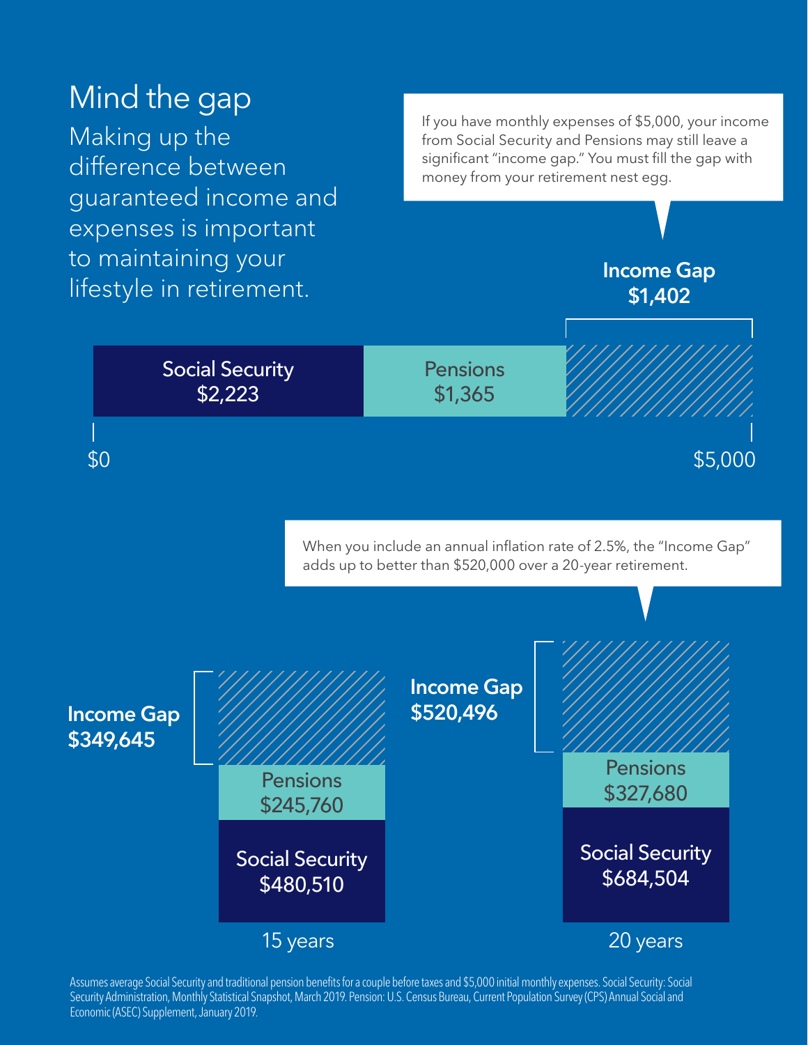# Mind the gap

Making up the difference between guaranteed income and expenses is important to maintaining your lifestyle in retirement.

If you have monthly expenses of $5,000, your income from Social Security and Pensions may still leave a significant "income gap." You must fill the gap with money from your retirement nest egg.

Income Gap
$1,402

Social Security
$2,223

Pensions
$1,365

$0

$5,000

When you include an annual inflation rate of 2.5%, the "Income Gap" adds up to better than $520,000 over a 20-year retirement.

Income Gap
$349,645

Pensions
$245,760

Social Security
$480,510

15 years

Income Gap
$520,496

Pensions
$327,680

Social Security
$684,504

20 years

Assumes average Social Security and traditional pension benefits for a couple before taxes and $5,000 initial monthly expenses. Social Security: Social Security Administration, Monthly Statistical Snapshot, March 2019. Pension: U.S. Census Bureau, Current Population Survey (CPS) Annual Social and Economic (ASEC) Supplement, January 2019.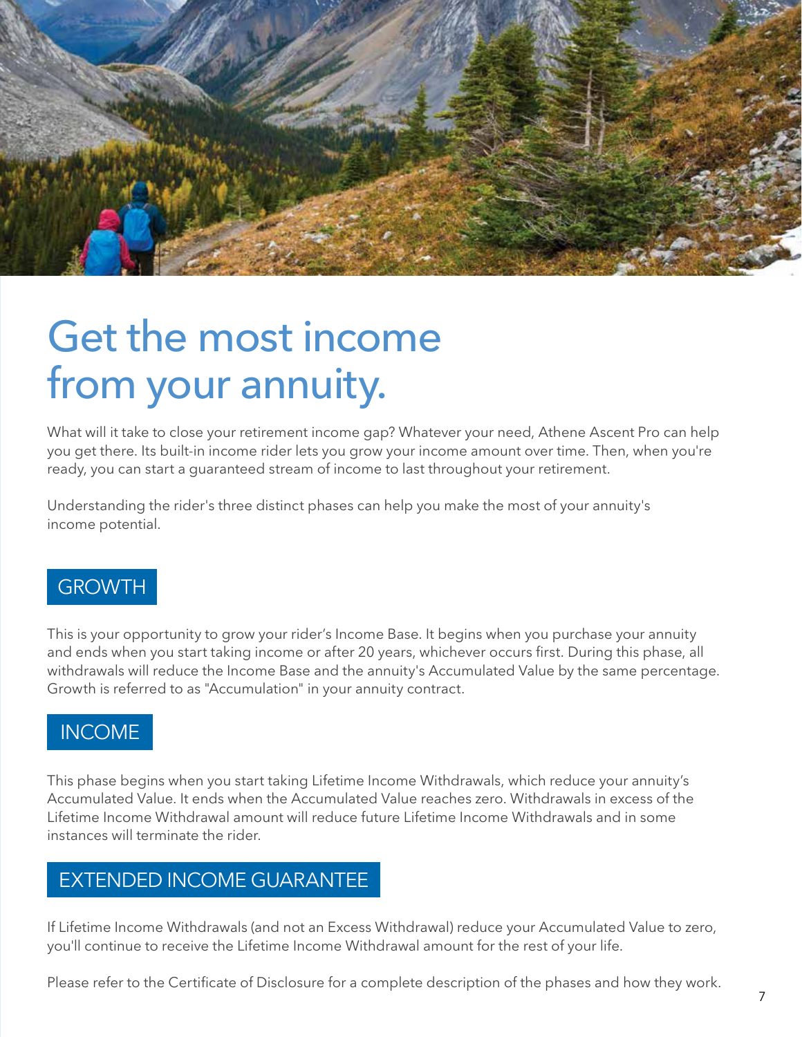# Get the most income from your annuity.

What will it take to close your retirement income gap? Whatever your need, Athene Ascent Pro can help you get there. Its built-in income rider lets you grow your income amount over time. Then, when you're ready, you can start a guaranteed stream of income to last throughout your retirement.

Understanding the rider's three distinct phases can help you make the most of your annuity's income potential.

## GROWTH

This is your opportunity to grow your rider's Income Base. It begins when you purchase your annuity and ends when you start taking income or after 20 years, whichever occurs first. During this phase, all withdrawals will reduce the Income Base and the annuity's Accumulated Value by the same percentage. Growth is referred to as "Accumulation" in your annuity contract.

## INCOME

This phase begins when you start taking Lifetime Income Withdrawals, which reduce your annuity's Accumulated Value. It ends when the Accumulated Value reaches zero. Withdrawals in excess of the Lifetime Income Withdrawal amount will reduce future Lifetime Income Withdrawals and in some instances will terminate the rider.

## EXTENDED INCOME GUARANTEE

If Lifetime Income Withdrawals (and not an Excess Withdrawal) reduce your Accumulated Value to zero, you'll continue to receive the Lifetime Income Withdrawal amount for the rest of your life.

Please refer to the Certificate of Disclosure for a complete description of the phases and how they work.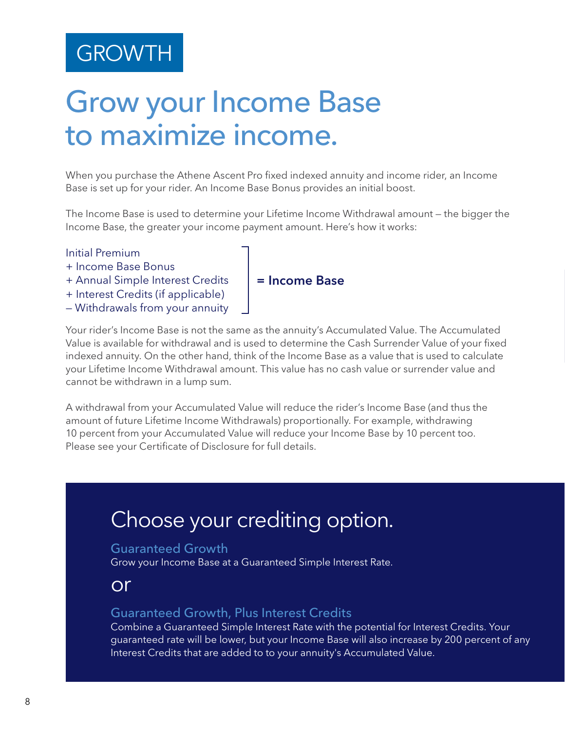GROWTH

# Grow your Income Base to maximize income.

When you purchase the Athene Ascent Pro fixed indexed annuity and income rider, an Income Base is set up for your rider. An Income Base Bonus provides an initial boost.

The Income Base is used to determine your Lifetime Income Withdrawal amount – the bigger the Income Base, the greater your income payment amount. Here's how it works:

Initial Premium
+ Income Base Bonus
+ Annual Simple Interest Credits
+ Interest Credits (if applicable)
– Withdrawals from your annuity

**= Income Base**

Your rider's Income Base is not the same as the annuity's Accumulated Value. The Accumulated Value is available for withdrawal and is used to determine the Cash Surrender Value of your fixed indexed annuity. On the other hand, think of the Income Base as a value that is used to calculate your Lifetime Income Withdrawal amount. This value has no cash value or surrender value and cannot be withdrawn in a lump sum.

A withdrawal from your Accumulated Value will reduce the rider's Income Base (and thus the amount of future Lifetime Income Withdrawals) proportionally. For example, withdrawing 10 percent from your Accumulated Value will reduce your Income Base by 10 percent too. Please see your Certificate of Disclosure for full details.

## Choose your crediting option.

### Guaranteed Growth

Grow your Income Base at a Guaranteed Simple Interest Rate.

or

### Guaranteed Growth, Plus Interest Credits

Combine a Guaranteed Simple Interest Rate with the potential for Interest Credits. Your guaranteed rate will be lower, but your Income Base will also increase by 200 percent of any Interest Credits that are added to to your annuity's Accumulated Value.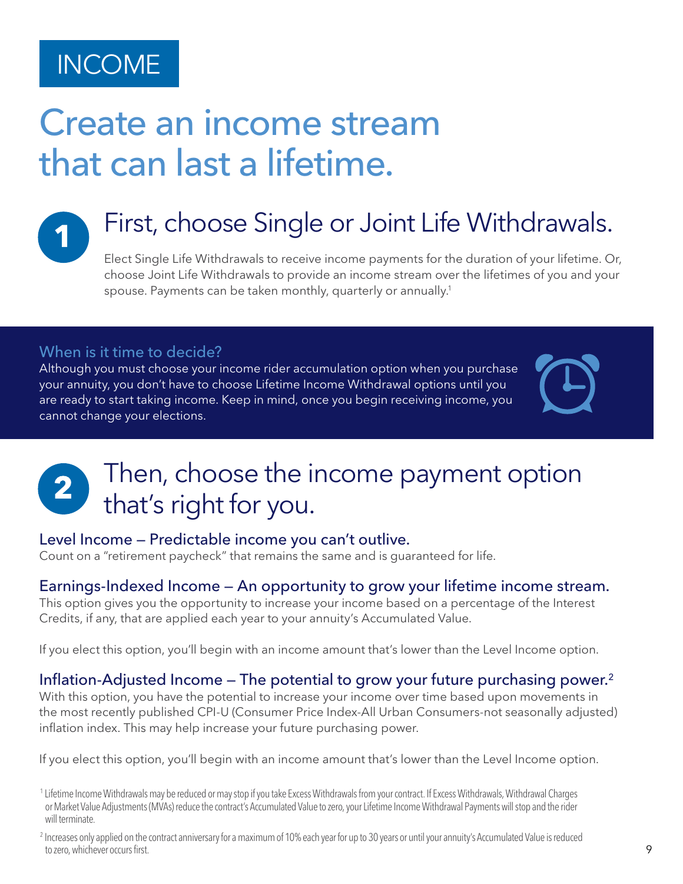# INCOME

# Create an income stream that can last a lifetime.

## 1 First, choose Single or Joint Life Withdrawals.

Elect Single Life Withdrawals to receive income payments for the duration of your lifetime. Or, choose Joint Life Withdrawals to provide an income stream over the lifetimes of you and your spouse. Payments can be taken monthly, quarterly or annually.[1]

### When is it time to decide?

Although you must choose your income rider accumulation option when you purchase your annuity, you don't have to choose Lifetime Income Withdrawal options until you are ready to start taking income. Keep in mind, once you begin receiving income, you cannot change your elections.

## 2 Then, choose the income payment option that's right for you.

### Level Income – Predictable income you can't outlive.

Count on a "retirement paycheck" that remains the same and is guaranteed for life.

### Earnings-Indexed Income – An opportunity to grow your lifetime income stream.

This option gives you the opportunity to increase your income based on a percentage of the Interest Credits, if any, that are applied each year to your annuity's Accumulated Value.

If you elect this option, you'll begin with an income amount that's lower than the Level Income option.

### Inflation-Adjusted Income – The potential to grow your future purchasing power.[2]

With this option, you have the potential to increase your income over time based upon movements in the most recently published CPI-U (Consumer Price Index-All Urban Consumers-not seasonally adjusted) inflation index. This may help increase your future purchasing power.

If you elect this option, you'll begin with an income amount that's lower than the Level Income option.

[1] Lifetime Income Withdrawals may be reduced or may stop if you take Excess Withdrawals from your contract. If Excess Withdrawals, Withdrawal Charges or Market Value Adjustments (MVAs) reduce the contract's Accumulated Value to zero, your Lifetime Income Withdrawal Payments will stop and the rider will terminate.

[2] Increases only applied on the contract anniversary for a maximum of 10% each year for up to 30 years or until your annuity's Accumulated Value is reduced to zero, whichever occurs first.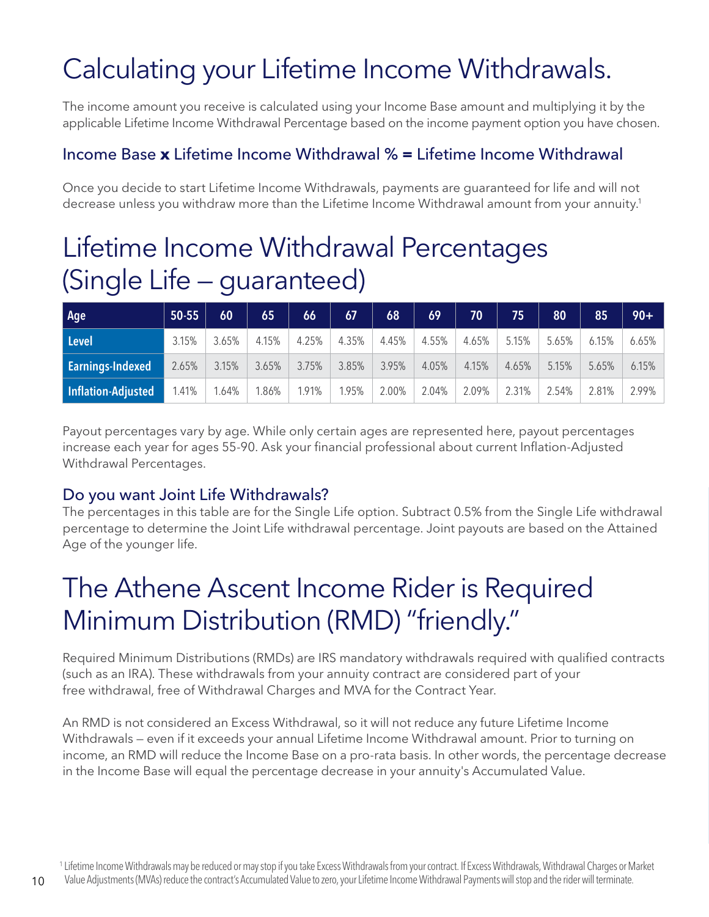# Calculating your Lifetime Income Withdrawals.

The income amount you receive is calculated using your Income Base amount and multiplying it by the applicable Lifetime Income Withdrawal Percentage based on the income payment option you have chosen.

### Income Base **x** Lifetime Income Withdrawal % **=** Lifetime Income Withdrawal

Once you decide to start Lifetime Income Withdrawals, payments are guaranteed for life and will not decrease unless you withdraw more than the Lifetime Income Withdrawal amount from your annuity.[1]

# Lifetime Income Withdrawal Percentages (Single Life – guaranteed)

| Age | 50-55 | 60 | 65 | 66 | 67 | 68 | 69 | 70 | 75 | 80 | 85 | 90+ |
|---|---|---|---|---|---|---|---|---|---|---|---|---|
| Level | 3.15% | 3.65% | 4.15% | 4.25% | 4.35% | 4.45% | 4.55% | 4.65% | 5.15% | 5.65% | 6.15% | 6.65% |
| Earnings-Indexed | 2.65% | 3.15% | 3.65% | 3.75% | 3.85% | 3.95% | 4.05% | 4.15% | 4.65% | 5.15% | 5.65% | 6.15% |
| Inflation-Adjusted | 1.41% | 1.64% | 1.86% | 1.91% | 1.95% | 2.00% | 2.04% | 2.09% | 2.31% | 2.54% | 2.81% | 2.99% |

Payout percentages vary by age. While only certain ages are represented here, payout percentages increase each year for ages 55-90. Ask your financial professional about current Inflation-Adjusted Withdrawal Percentages.

### Do you want Joint Life Withdrawals?

The percentages in this table are for the Single Life option. Subtract 0.5% from the Single Life withdrawal percentage to determine the Joint Life withdrawal percentage. Joint payouts are based on the Attained Age of the younger life.

# The Athene Ascent Income Rider is Required Minimum Distribution (RMD) "friendly."

Required Minimum Distributions (RMDs) are IRS mandatory withdrawals required with qualified contracts (such as an IRA). These withdrawals from your annuity contract are considered part of your free withdrawal, free of Withdrawal Charges and MVA for the Contract Year.

An RMD is not considered an Excess Withdrawal, so it will not reduce any future Lifetime Income Withdrawals – even if it exceeds your annual Lifetime Income Withdrawal amount. Prior to turning on income, an RMD will reduce the Income Base on a pro-rata basis. In other words, the percentage decrease in the Income Base will equal the percentage decrease in your annuity's Accumulated Value.

[1] Lifetime Income Withdrawals may be reduced or may stop if you take Excess Withdrawals from your contract. If Excess Withdrawals, Withdrawal Charges or Market Value Adjustments (MVAs) reduce the contract's Accumulated Value to zero, your Lifetime Income Withdrawal Payments will stop and the rider will terminate.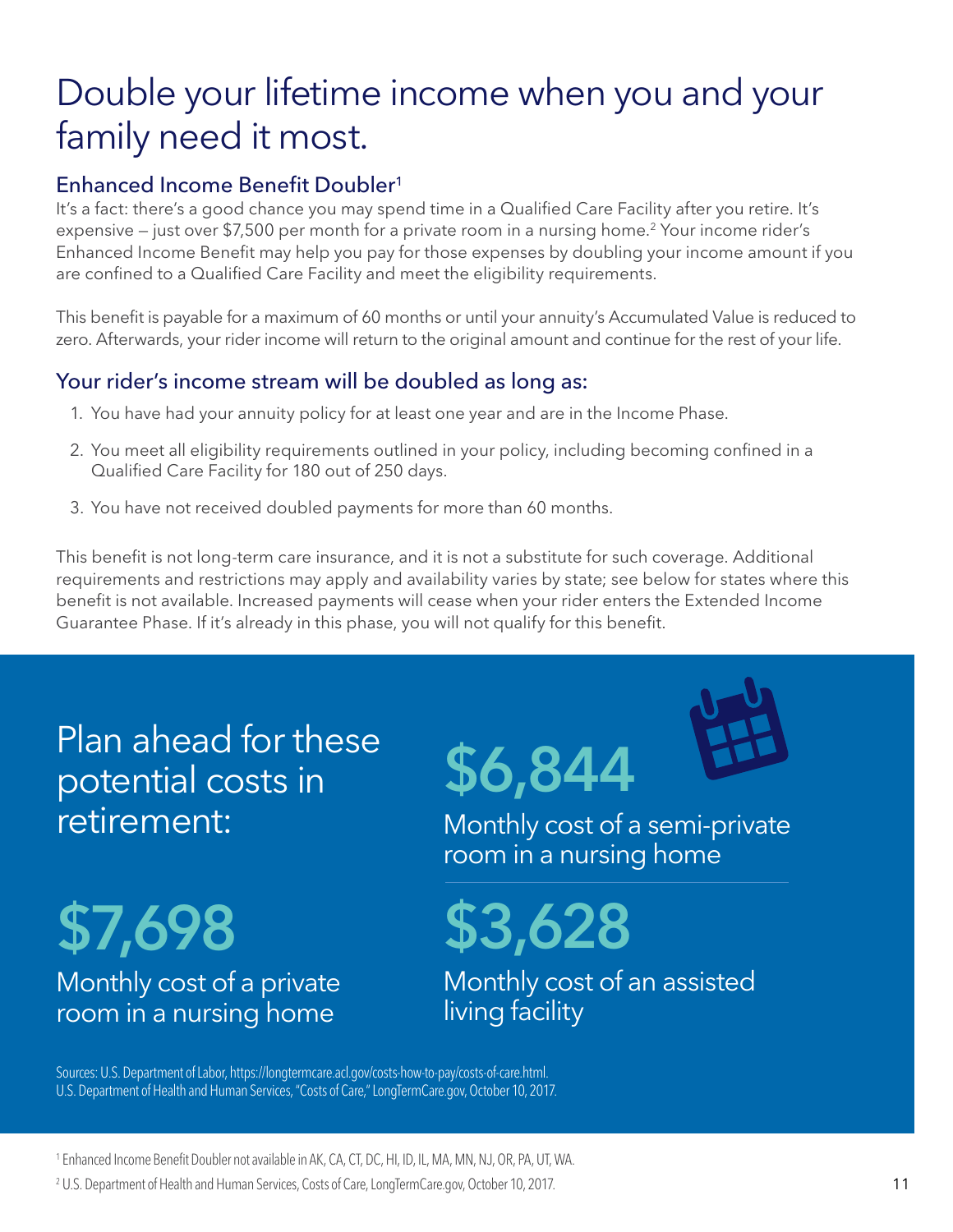# Double your lifetime income when you and your family need it most.

## Enhanced Income Benefit Doubler[1]

It's a fact: there's a good chance you may spend time in a Qualified Care Facility after you retire. It's expensive – just over $7,500 per month for a private room in a nursing home.[2] Your income rider's Enhanced Income Benefit may help you pay for those expenses by doubling your income amount if you are confined to a Qualified Care Facility and meet the eligibility requirements.

This benefit is payable for a maximum of 60 months or until your annuity's Accumulated Value is reduced to zero. Afterwards, your rider income will return to the original amount and continue for the rest of your life.

### Your rider's income stream will be doubled as long as:

1. You have had your annuity policy for at least one year and are in the Income Phase.
2. You meet all eligibility requirements outlined in your policy, including becoming confined in a Qualified Care Facility for 180 out of 250 days.
3. You have not received doubled payments for more than 60 months.

This benefit is not long-term care insurance, and it is not a substitute for such coverage. Additional requirements and restrictions may apply and availability varies by state; see below for states where this benefit is not available. Increased payments will cease when your rider enters the Extended Income Guarantee Phase. If it's already in this phase, you will not qualify for this benefit.

## Plan ahead for these potential costs in retirement:

**$7,698**
Monthly cost of a private room in a nursing home

**$6,844**
Monthly cost of a semi-private room in a nursing home

**$3,628**
Monthly cost of an assisted living facility

Sources: U.S. Department of Labor, https://longtermcare.acl.gov/costs-how-to-pay/costs-of-care.html.
U.S. Department of Health and Human Services, "Costs of Care," LongTermCare.gov, October 10, 2017.

[1] Enhanced Income Benefit Doubler not available in AK, CA, CT, DC, HI, ID, IL, MA, MN, NJ, OR, PA, UT, WA.

[2] U.S. Department of Health and Human Services, Costs of Care, LongTermCare.gov, October 10, 2017.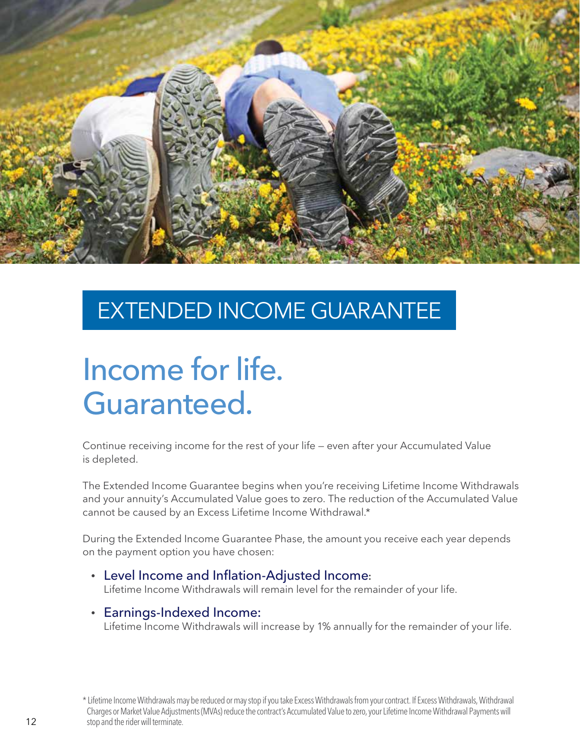# EXTENDED INCOME GUARANTEE

## Income for life. Guaranteed.

Continue receiving income for the rest of your life — even after your Accumulated Value is depleted.

The Extended Income Guarantee begins when you're receiving Lifetime Income Withdrawals and your annuity's Accumulated Value goes to zero. The reduction of the Accumulated Value cannot be caused by an Excess Lifetime Income Withdrawal.*

During the Extended Income Guarantee Phase, the amount you receive each year depends on the payment option you have chosen:

- Level Income and Inflation-Adjusted Income:
  Lifetime Income Withdrawals will remain level for the remainder of your life.
- Earnings-Indexed Income:
  Lifetime Income Withdrawals will increase by 1% annually for the remainder of your life.

* Lifetime Income Withdrawals may be reduced or may stop if you take Excess Withdrawals from your contract. If Excess Withdrawals, Withdrawal Charges or Market Value Adjustments (MVAs) reduce the contract's Accumulated Value to zero, your Lifetime Income Withdrawal Payments will stop and the rider will terminate.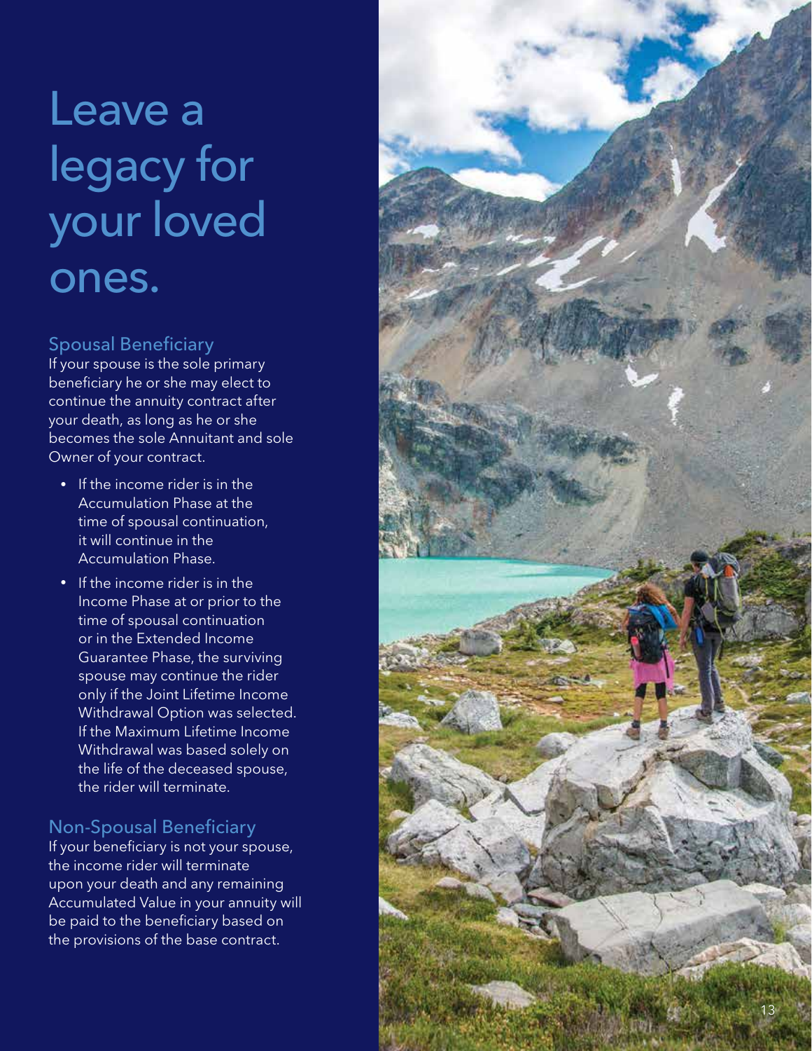# Leave a legacy for your loved ones.

## Spousal Beneficiary

If your spouse is the sole primary beneficiary he or she may elect to continue the annuity contract after your death, as long as he or she becomes the sole Annuitant and sole Owner of your contract.

- If the income rider is in the Accumulation Phase at the time of spousal continuation, it will continue in the Accumulation Phase.
- If the income rider is in the Income Phase at or prior to the time of spousal continuation or in the Extended Income Guarantee Phase, the surviving spouse may continue the rider only if the Joint Lifetime Income Withdrawal Option was selected. If the Maximum Lifetime Income Withdrawal was based solely on the life of the deceased spouse, the rider will terminate.

## Non-Spousal Beneficiary

If your beneficiary is not your spouse, the income rider will terminate upon your death and any remaining Accumulated Value in your annuity will be paid to the beneficiary based on the provisions of the base contract.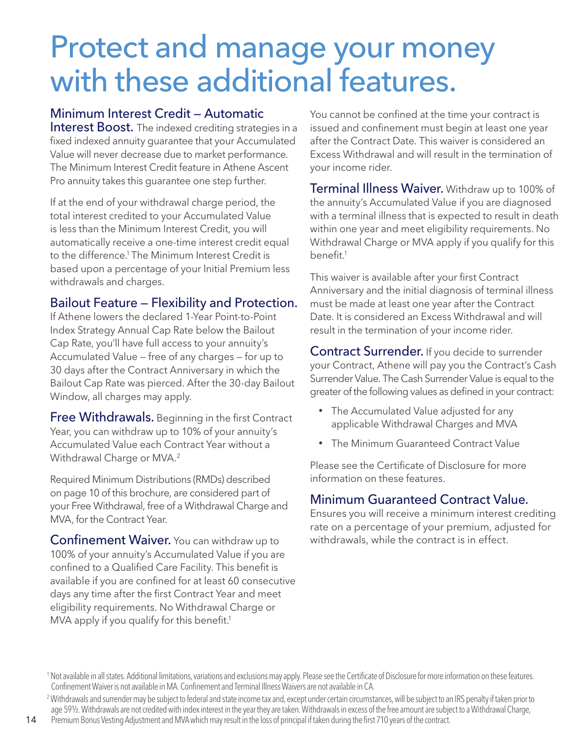# Protect and manage your money with these additional features.

**Minimum Interest Credit – Automatic Interest Boost.** The indexed crediting strategies in a fixed indexed annuity guarantee that your Accumulated Value will never decrease due to market performance. The Minimum Interest Credit feature in Athene Ascent Pro annuity takes this guarantee one step further.

If at the end of your withdrawal charge period, the total interest credited to your Accumulated Value is less than the Minimum Interest Credit, you will automatically receive a one-time interest credit equal to the difference.[1] The Minimum Interest Credit is based upon a percentage of your Initial Premium less withdrawals and charges.

**Bailout Feature – Flexibility and Protection.** If Athene lowers the declared 1-Year Point-to-Point Index Strategy Annual Cap Rate below the Bailout Cap Rate, you'll have full access to your annuity's Accumulated Value – free of any charges – for up to 30 days after the Contract Anniversary in which the Bailout Cap Rate was pierced. After the 30-day Bailout Window, all charges may apply.

**Free Withdrawals.** Beginning in the first Contract Year, you can withdraw up to 10% of your annuity's Accumulated Value each Contract Year without a Withdrawal Charge or MVA.[2]

Required Minimum Distributions (RMDs) described on page 10 of this brochure, are considered part of your Free Withdrawal, free of a Withdrawal Charge and MVA, for the Contract Year.

**Confinement Waiver.** You can withdraw up to 100% of your annuity's Accumulated Value if you are confined to a Qualified Care Facility. This benefit is available if you are confined for at least 60 consecutive days any time after the first Contract Year and meet eligibility requirements. No Withdrawal Charge or MVA apply if you qualify for this benefit.[1]

You cannot be confined at the time your contract is issued and confinement must begin at least one year after the Contract Date. This waiver is considered an Excess Withdrawal and will result in the termination of your income rider.

**Terminal Illness Waiver.** Withdraw up to 100% of the annuity's Accumulated Value if you are diagnosed with a terminal illness that is expected to result in death within one year and meet eligibility requirements. No Withdrawal Charge or MVA apply if you qualify for this benefit.[1]

This waiver is available after your first Contract Anniversary and the initial diagnosis of terminal illness must be made at least one year after the Contract Date. It is considered an Excess Withdrawal and will result in the termination of your income rider.

**Contract Surrender.** If you decide to surrender your Contract, Athene will pay you the Contract's Cash Surrender Value. The Cash Surrender Value is equal to the greater of the following values as defined in your contract:

- The Accumulated Value adjusted for any applicable Withdrawal Charges and MVA
- The Minimum Guaranteed Contract Value

Please see the Certificate of Disclosure for more information on these features.

**Minimum Guaranteed Contract Value.** Ensures you will receive a minimum interest crediting rate on a percentage of your premium, adjusted for withdrawals, while the contract is in effect.

[1] Not available in all states. Additional limitations, variations and exclusions may apply. Please see the Certificate of Disclosure for more information on these features. Confinement Waiver is not available in MA. Confinement and Terminal Illness Waivers are not available in CA.

[2] Withdrawals and surrender may be subject to federal and state income tax and, except under certain circumstances, will be subject to an IRS penalty if taken prior to age 59½. Withdrawals are not credited with index interest in the year they are taken. Withdrawals in excess of the free amount are subject to a Withdrawal Charge, Premium Bonus Vesting Adjustment and MVA which may result in the loss of principal if taken during the first 710 years of the contract.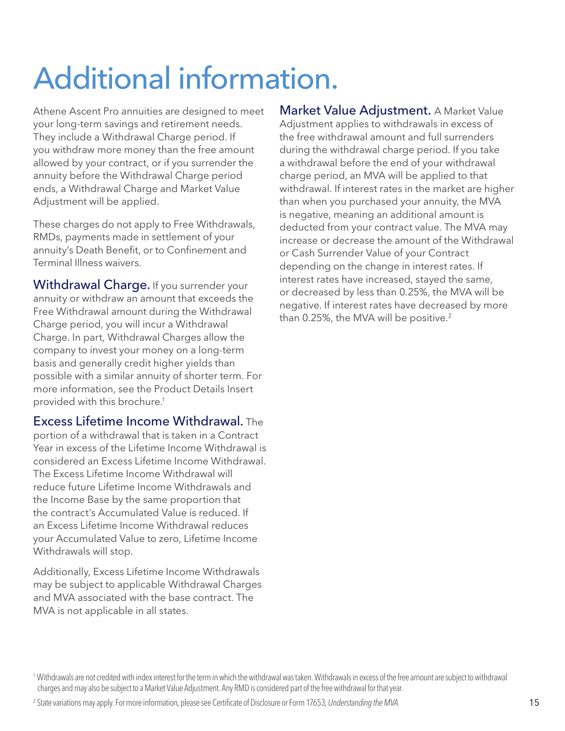# Additional information.

Athene Ascent Pro annuities are designed to meet your long-term savings and retirement needs. They include a Withdrawal Charge period. If you withdraw more money than the free amount allowed by your contract, or if you surrender the annuity before the Withdrawal Charge period ends, a Withdrawal Charge and Market Value Adjustment will be applied.

These charges do not apply to Free Withdrawals, RMDs, payments made in settlement of your annuity's Death Benefit, or to Confinement and Terminal Illness waivers.

## Withdrawal Charge.

If you surrender your annuity or withdraw an amount that exceeds the Free Withdrawal amount during the Withdrawal Charge period, you will incur a Withdrawal Charge. In part, Withdrawal Charges allow the company to invest your money on a long-term basis and generally credit higher yields than possible with a similar annuity of shorter term. For more information, see the Product Details Insert provided with this brochure.[1]

## Excess Lifetime Income Withdrawal.

The portion of a withdrawal that is taken in a Contract Year in excess of the Lifetime Income Withdrawal is considered an Excess Lifetime Income Withdrawal. The Excess Lifetime Income Withdrawal will reduce future Lifetime Income Withdrawals and the Income Base by the same proportion that the contract's Accumulated Value is reduced. If an Excess Lifetime Income Withdrawal reduces your Accumulated Value to zero, Lifetime Income Withdrawals will stop.

Additionally, Excess Lifetime Income Withdrawals may be subject to applicable Withdrawal Charges and MVA associated with the base contract. The MVA is not applicable in all states.

## Market Value Adjustment.

A Market Value Adjustment applies to withdrawals in excess of the free withdrawal amount and full surrenders during the withdrawal charge period. If you take a withdrawal before the end of your withdrawal charge period, an MVA will be applied to that withdrawal. If interest rates in the market are higher than when you purchased your annuity, the MVA is negative, meaning an additional amount is deducted from your contract value. The MVA may increase or decrease the amount of the Withdrawal or Cash Surrender Value of your Contract depending on the change in interest rates. If interest rates have increased, stayed the same, or decreased by less than 0.25%, the MVA will be negative. If interest rates have decreased by more than 0.25%, the MVA will be positive.[2]

[1] Withdrawals are not credited with index interest for the term in which the withdrawal was taken. Withdrawals in excess of the free amount are subject to withdrawal charges and may also be subject to a Market Value Adjustment. Any RMD is considered part of the free withdrawal for that year.

[2] State variations may apply. For more information, please see Certificate of Disclosure or Form 17653, *Understanding the MVA*.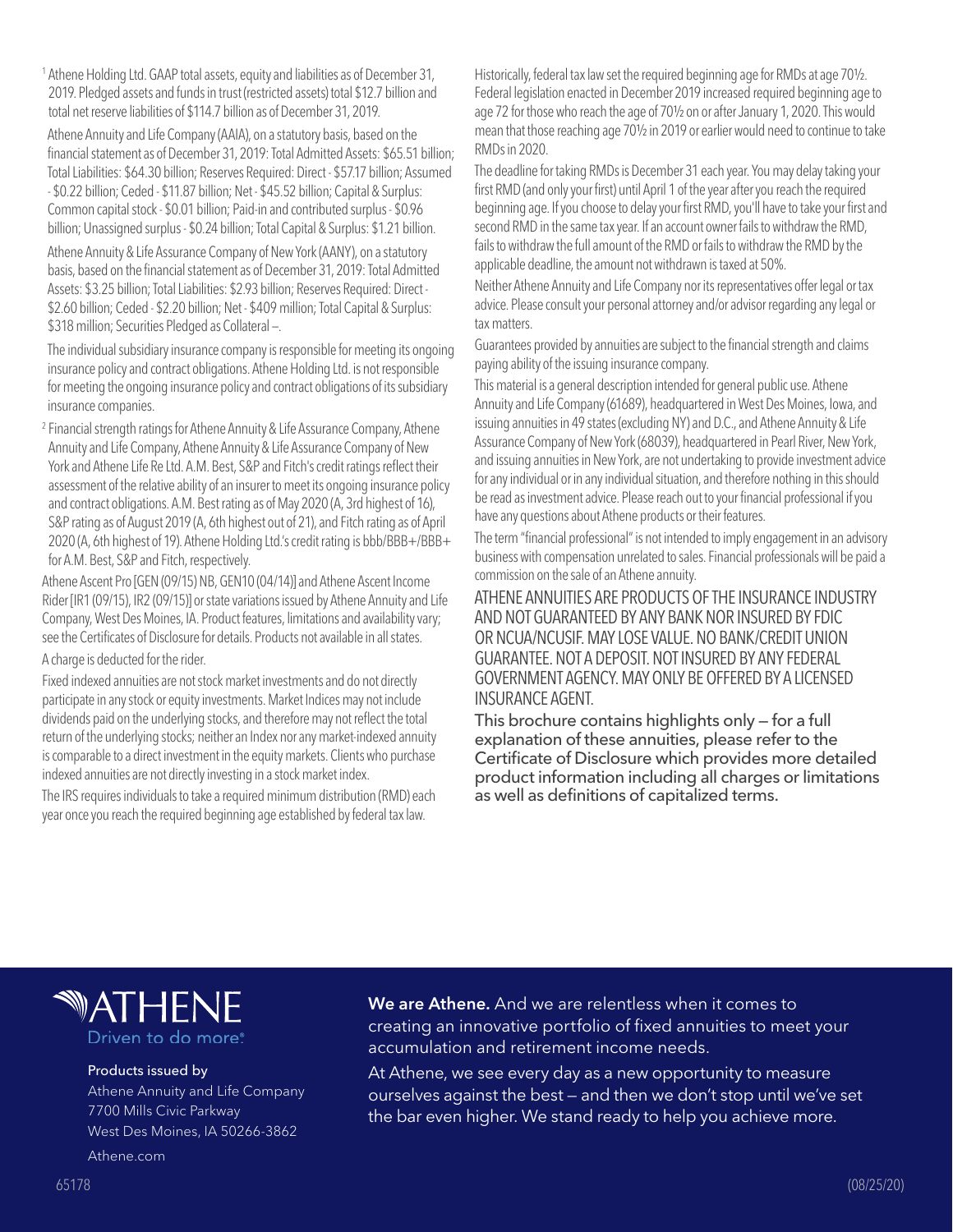[1] Athene Holding Ltd. GAAP total assets, equity and liabilities as of December 31, 2019. Pledged assets and funds in trust (restricted assets) total $12.7 billion and total net reserve liabilities of $114.7 billion as of December 31, 2019.

Athene Annuity and Life Company (AAIA), on a statutory basis, based on the financial statement as of December 31, 2019: Total Admitted Assets: $65.51 billion; Total Liabilities: $64.30 billion; Reserves Required: Direct - $57.17 billion; Assumed - $0.22 billion; Ceded - $11.87 billion; Net - $45.52 billion; Capital & Surplus: Common capital stock - $0.01 billion; Paid-in and contributed surplus - $0.96 billion; Unassigned surplus - $0.24 billion; Total Capital & Surplus: $1.21 billion.

Athene Annuity & Life Assurance Company of New York (AANY), on a statutory basis, based on the financial statement as of December 31, 2019: Total Admitted Assets: $3.25 billion; Total Liabilities: $2.93 billion; Reserves Required: Direct - $2.60 billion; Ceded - $2.20 billion; Net - $409 million; Total Capital & Surplus: $318 million; Securities Pledged as Collateral –.

The individual subsidiary insurance company is responsible for meeting its ongoing insurance policy and contract obligations. Athene Holding Ltd. is not responsible for meeting the ongoing insurance policy and contract obligations of its subsidiary insurance companies.

[2] Financial strength ratings for Athene Annuity & Life Assurance Company, Athene Annuity and Life Company, Athene Annuity & Life Assurance Company of New York and Athene Life Re Ltd. A.M. Best, S&P and Fitch's credit ratings reflect their assessment of the relative ability of an insurer to meet its ongoing insurance policy and contract obligations. A.M. Best rating as of May 2020 (A, 3rd highest of 16), S&P rating as of August 2019 (A, 6th highest out of 21), and Fitch rating as of April 2020 (A, 6th highest of 19). Athene Holding Ltd.'s credit rating is bbb/BBB+/BBB+ for A.M. Best, S&P and Fitch, respectively.

Athene Ascent Pro [GEN (09/15) NB, GEN10 (04/14)] and Athene Ascent Income Rider [IR1 (09/15), IR2 (09/15)] or state variations issued by Athene Annuity and Life Company, West Des Moines, IA. Product features, limitations and availability vary; see the Certificates of Disclosure for details. Products not available in all states.

A charge is deducted for the rider.

Fixed indexed annuities are not stock market investments and do not directly participate in any stock or equity investments. Market Indices may not include dividends paid on the underlying stocks, and therefore may not reflect the total return of the underlying stocks; neither an Index nor any market-indexed annuity is comparable to a direct investment in the equity markets. Clients who purchase indexed annuities are not directly investing in a stock market index.

The IRS requires individuals to take a required minimum distribution (RMD) each year once you reach the required beginning age established by federal tax law.

Historically, federal tax law set the required beginning age for RMDs at age 70½. Federal legislation enacted in December 2019 increased required beginning age to age 72 for those who reach the age of 70½ on or after January 1, 2020. This would mean that those reaching age 70½ in 2019 or earlier would need to continue to take RMDs in 2020.

The deadline for taking RMDs is December 31 each year. You may delay taking your first RMD (and only your first) until April 1 of the year after you reach the required beginning age. If you choose to delay your first RMD, you'll have to take your first and second RMD in the same tax year. If an account owner fails to withdraw the RMD, fails to withdraw the full amount of the RMD or fails to withdraw the RMD by the applicable deadline, the amount not withdrawn is taxed at 50%.

Neither Athene Annuity and Life Company nor its representatives offer legal or tax advice. Please consult your personal attorney and/or advisor regarding any legal or tax matters.

Guarantees provided by annuities are subject to the financial strength and claims paying ability of the issuing insurance company.

This material is a general description intended for general public use. Athene Annuity and Life Company (61689), headquartered in West Des Moines, Iowa, and issuing annuities in 49 states (excluding NY) and D.C., and Athene Annuity & Life Assurance Company of New York (68039), headquartered in Pearl River, New York, and issuing annuities in New York, are not undertaking to provide investment advice for any individual or in any individual situation, and therefore nothing in this should be read as investment advice. Please reach out to your financial professional if you have any questions about Athene products or their features.

The term "financial professional" is not intended to imply engagement in an advisory business with compensation unrelated to sales. Financial professionals will be paid a commission on the sale of an Athene annuity.

ATHENE ANNUITIES ARE PRODUCTS OF THE INSURANCE INDUSTRY AND NOT GUARANTEED BY ANY BANK NOR INSURED BY FDIC OR NCUA/NCUSIF. MAY LOSE VALUE. NO BANK/CREDIT UNION GUARANTEE. NOT A DEPOSIT. NOT INSURED BY ANY FEDERAL GOVERNMENT AGENCY. MAY ONLY BE OFFERED BY A LICENSED INSURANCE AGENT.

This brochure contains highlights only — for a full explanation of these annuities, please refer to the Certificate of Disclosure which provides more detailed product information including all charges or limitations as well as definitions of capitalized terms.

ATHENE
Driven to do more®

Products issued by
Athene Annuity and Life Company
7700 Mills Civic Parkway
West Des Moines, IA 50266-3862
Athene.com

**We are Athene.** And we are relentless when it comes to creating an innovative portfolio of fixed annuities to meet your accumulation and retirement income needs.

At Athene, we see every day as a new opportunity to measure ourselves against the best — and then we don't stop until we've set the bar even higher. We stand ready to help you achieve more.

65178

(08/25/20)